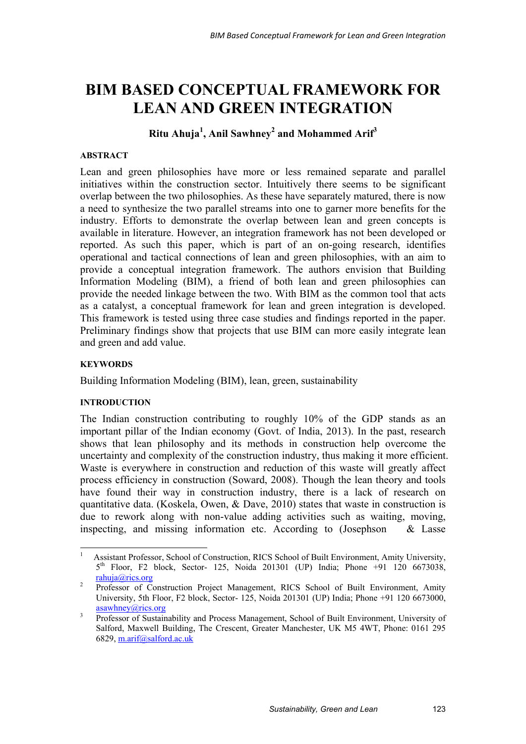# BIM BASED CONCEPTUAL FRAMEWORK FOR LEAN AND GREEN INTEGRATION

**Ritu Ahuja[1], Anil Sawhney[2] and Mohammed Arif[3]**

## ABSTRACT

Lean and green philosophies have more or less remained separate and parallel initiatives within the construction sector. Intuitively there seems to be significant overlap between the two philosophies. As these have separately matured, there is now a need to synthesize the two parallel streams into one to garner more benefits for the industry. Efforts to demonstrate the overlap between lean and green concepts is available in literature. However, an integration framework has not been developed or reported. As such this paper, which is part of an on-going research, identifies operational and tactical connections of lean and green philosophies, with an aim to provide a conceptual integration framework. The authors envision that Building Information Modeling (BIM), a friend of both lean and green philosophies can provide the needed linkage between the two. With BIM as the common tool that acts as a catalyst, a conceptual framework for lean and green integration is developed. This framework is tested using three case studies and findings reported in the paper. Preliminary findings show that projects that use BIM can more easily integrate lean and green and add value.

## KEYWORDS

Building Information Modeling (BIM), lean, green, sustainability

## INTRODUCTION

The Indian construction contributing to roughly 10% of the GDP stands as an important pillar of the Indian economy (Govt. of India, 2013). In the past, research shows that lean philosophy and its methods in construction help overcome the uncertainty and complexity of the construction industry, thus making it more efficient. Waste is everywhere in construction and reduction of this waste will greatly affect process efficiency in construction (Soward, 2008). Though the lean theory and tools have found their way in construction industry, there is a lack of research on quantitative data. (Koskela, Owen, & Dave, 2010) states that waste in construction is due to rework along with non-value adding activities such as waiting, moving, inspecting, and missing information etc. According to (Josephson & Lasse

---

[1] Assistant Professor, School of Construction, RICS School of Built Environment, Amity University, 5th Floor, F2 block, Sector- 125, Noida 201301 (UP) India; Phone +91 120 6673038, rahuja@rics.org

[2] Professor of Construction Project Management, RICS School of Built Environment, Amity University, 5th Floor, F2 block, Sector- 125, Noida 201301 (UP) India; Phone +91 120 6673000, asawhney@rics.org

[3] Professor of Sustainability and Process Management, School of Built Environment, University of Salford, Maxwell Building, The Crescent, Greater Manchester, UK M5 4WT, Phone: 0161 295 6829, m.arif@salford.ac.uk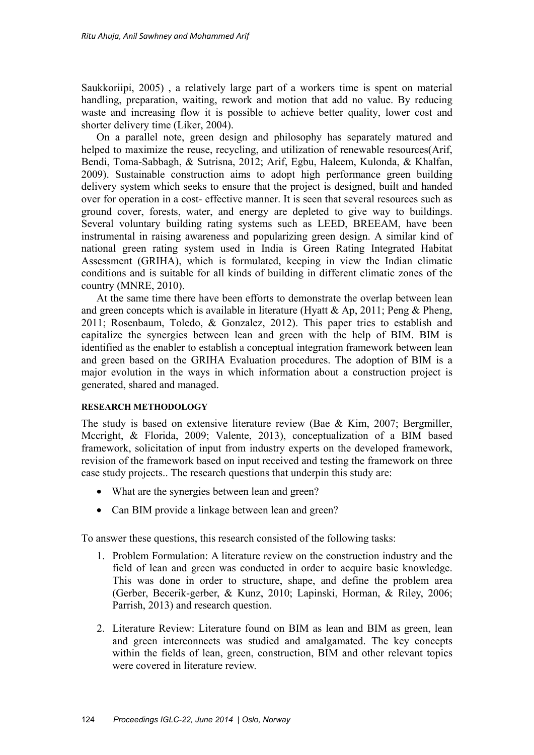Saukkoriipi, 2005) , a relatively large part of a workers time is spent on material handling, preparation, waiting, rework and motion that add no value. By reducing waste and increasing flow it is possible to achieve better quality, lower cost and shorter delivery time (Liker, 2004).

On a parallel note, green design and philosophy has separately matured and helped to maximize the reuse, recycling, and utilization of renewable resources(Arif, Bendi, Toma-Sabbagh, & Sutrisna, 2012; Arif, Egbu, Haleem, Kulonda, & Khalfan, 2009). Sustainable construction aims to adopt high performance green building delivery system which seeks to ensure that the project is designed, built and handed over for operation in a cost- effective manner. It is seen that several resources such as ground cover, forests, water, and energy are depleted to give way to buildings. Several voluntary building rating systems such as LEED, BREEAM, have been instrumental in raising awareness and popularizing green design. A similar kind of national green rating system used in India is Green Rating Integrated Habitat Assessment (GRIHA), which is formulated, keeping in view the Indian climatic conditions and is suitable for all kinds of building in different climatic zones of the country (MNRE, 2010).

At the same time there have been efforts to demonstrate the overlap between lean and green concepts which is available in literature (Hyatt & Ap, 2011; Peng & Pheng, 2011; Rosenbaum, Toledo, & Gonzalez, 2012). This paper tries to establish and capitalize the synergies between lean and green with the help of BIM. BIM is identified as the enabler to establish a conceptual integration framework between lean and green based on the GRIHA Evaluation procedures. The adoption of BIM is a major evolution in the ways in which information about a construction project is generated, shared and managed.

## RESEARCH METHODOLOGY

The study is based on extensive literature review (Bae & Kim, 2007; Bergmiller, Mccright, & Florida, 2009; Valente, 2013), conceptualization of a BIM based framework, solicitation of input from industry experts on the developed framework, revision of the framework based on input received and testing the framework on three case study projects.. The research questions that underpin this study are:

- What are the synergies between lean and green?
- Can BIM provide a linkage between lean and green?

To answer these questions, this research consisted of the following tasks:

1. Problem Formulation: A literature review on the construction industry and the field of lean and green was conducted in order to acquire basic knowledge. This was done in order to structure, shape, and define the problem area (Gerber, Becerik-gerber, & Kunz, 2010; Lapinski, Horman, & Riley, 2006; Parrish, 2013) and research question.

2. Literature Review: Literature found on BIM as lean and BIM as green, lean and green interconnects was studied and amalgamated. The key concepts within the fields of lean, green, construction, BIM and other relevant topics were covered in literature review.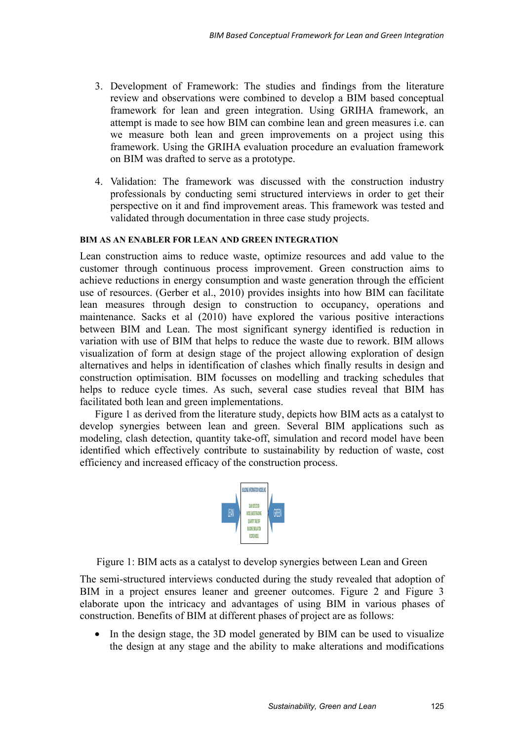3. Development of Framework: The studies and findings from the literature review and observations were combined to develop a BIM based conceptual framework for lean and green integration. Using GRIHA framework, an attempt is made to see how BIM can combine lean and green measures i.e. can we measure both lean and green improvements on a project using this framework. Using the GRIHA evaluation procedure an evaluation framework on BIM was drafted to serve as a prototype.

4. Validation: The framework was discussed with the construction industry professionals by conducting semi structured interviews in order to get their perspective on it and find improvement areas. This framework was tested and validated through documentation in three case study projects.

## BIM AS AN ENABLER FOR LEAN AND GREEN INTEGRATION

Lean construction aims to reduce waste, optimize resources and add value to the customer through continuous process improvement. Green construction aims to achieve reductions in energy consumption and waste generation through the efficient use of resources. (Gerber et al., 2010) provides insights into how BIM can facilitate lean measures through design to construction to occupancy, operations and maintenance. Sacks et al (2010) have explored the various positive interactions between BIM and Lean. The most significant synergy identified is reduction in variation with use of BIM that helps to reduce the waste due to rework. BIM allows visualization of form at design stage of the project allowing exploration of design alternatives and helps in identification of clashes which finally results in design and construction optimisation. BIM focusses on modelling and tracking schedules that helps to reduce cycle times. As such, several case studies reveal that BIM has facilitated both lean and green implementations.

Figure 1 as derived from the literature study, depicts how BIM acts as a catalyst to develop synergies between lean and green. Several BIM applications such as modeling, clash detection, quantity take-off, simulation and record model have been identified which effectively contribute to sustainability by reduction of waste, cost efficiency and increased efficacy of the construction process.

Figure 1: BIM acts as a catalyst to develop synergies between Lean and Green

The semi-structured interviews conducted during the study revealed that adoption of BIM in a project ensures leaner and greener outcomes. Figure 2 and Figure 3 elaborate upon the intricacy and advantages of using BIM in various phases of construction. Benefits of BIM at different phases of project are as follows:

- In the design stage, the 3D model generated by BIM can be used to visualize the design at any stage and the ability to make alterations and modifications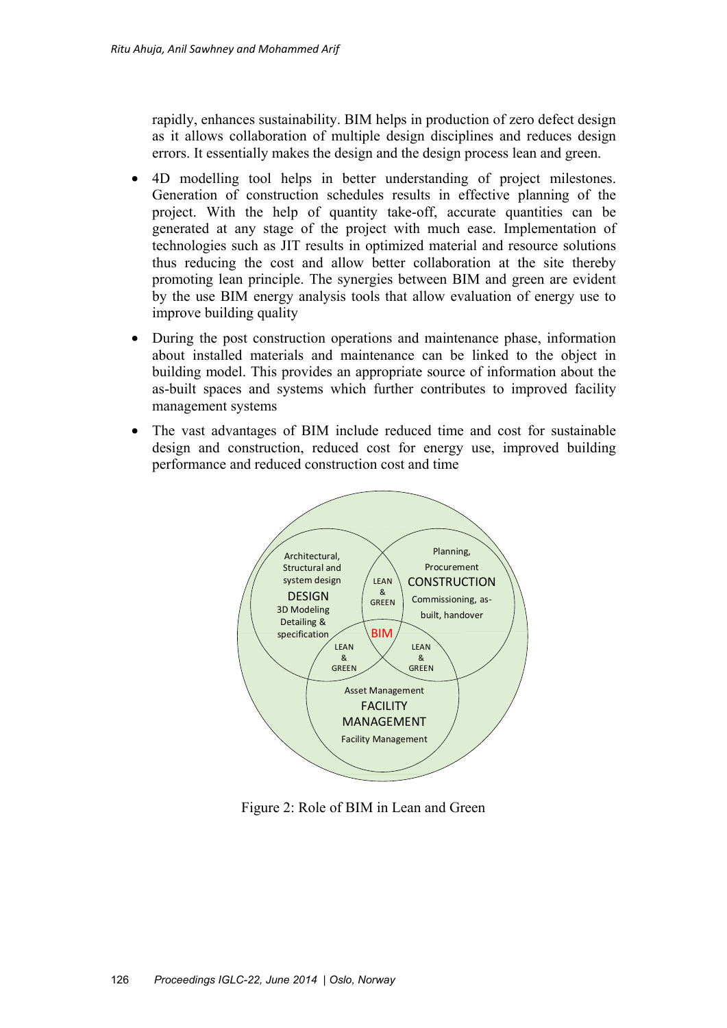rapidly, enhances sustainability. BIM helps in production of zero defect design as it allows collaboration of multiple design disciplines and reduces design errors. It essentially makes the design and the design process lean and green.

- 4D modelling tool helps in better understanding of project milestones. Generation of construction schedules results in effective planning of the project. With the help of quantity take-off, accurate quantities can be generated at any stage of the project with much ease. Implementation of technologies such as JIT results in optimized material and resource solutions thus reducing the cost and allow better collaboration at the site thereby promoting lean principle. The synergies between BIM and green are evident by the use BIM energy analysis tools that allow evaluation of energy use to improve building quality
- During the post construction operations and maintenance phase, information about installed materials and maintenance can be linked to the object in building model. This provides an appropriate source of information about the as-built spaces and systems which further contributes to improved facility management systems
- The vast advantages of BIM include reduced time and cost for sustainable design and construction, reduced cost for energy use, improved building performance and reduced construction cost and time

Figure 2: Role of BIM in Lean and Green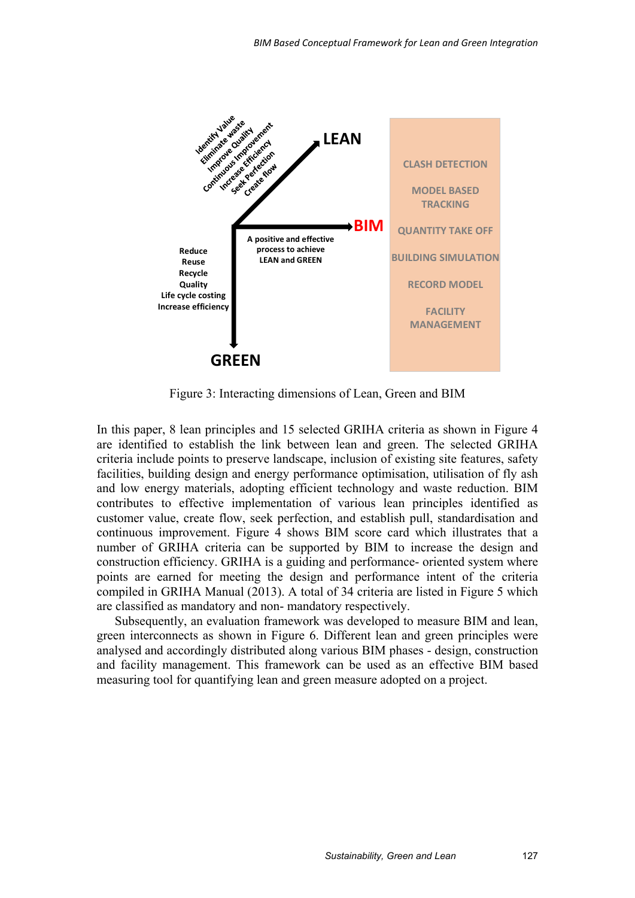Identify Value
Eliminate waste
Improve Quality
Continuous Improvement
Increase Efficiency
Seek Perfection
Create flow

**LEAN**

**BIM**

A positive and effective process to achieve LEAN and GREEN

Reduce
Reuse
Recycle
Quality
Life cycle costing
Increase efficiency

**GREEN**

CLASH DETECTION

MODEL BASED TRACKING

QUANTITY TAKE OFF

BUILDING SIMULATION

RECORD MODEL

FACILITY MANAGEMENT

Figure 3: Interacting dimensions of Lean, Green and BIM

In this paper, 8 lean principles and 15 selected GRIHA criteria as shown in Figure 4 are identified to establish the link between lean and green. The selected GRIHA criteria include points to preserve landscape, inclusion of existing site features, safety facilities, building design and energy performance optimisation, utilisation of fly ash and low energy materials, adopting efficient technology and waste reduction. BIM contributes to effective implementation of various lean principles identified as customer value, create flow, seek perfection, and establish pull, standardisation and continuous improvement. Figure 4 shows BIM score card which illustrates that a number of GRIHA criteria can be supported by BIM to increase the design and construction efficiency. GRIHA is a guiding and performance- oriented system where points are earned for meeting the design and performance intent of the criteria compiled in GRIHA Manual (2013). A total of 34 criteria are listed in Figure 5 which are classified as mandatory and non- mandatory respectively.

Subsequently, an evaluation framework was developed to measure BIM and lean, green interconnects as shown in Figure 6. Different lean and green principles were analysed and accordingly distributed along various BIM phases - design, construction and facility management. This framework can be used as an effective BIM based measuring tool for quantifying lean and green measure adopted on a project.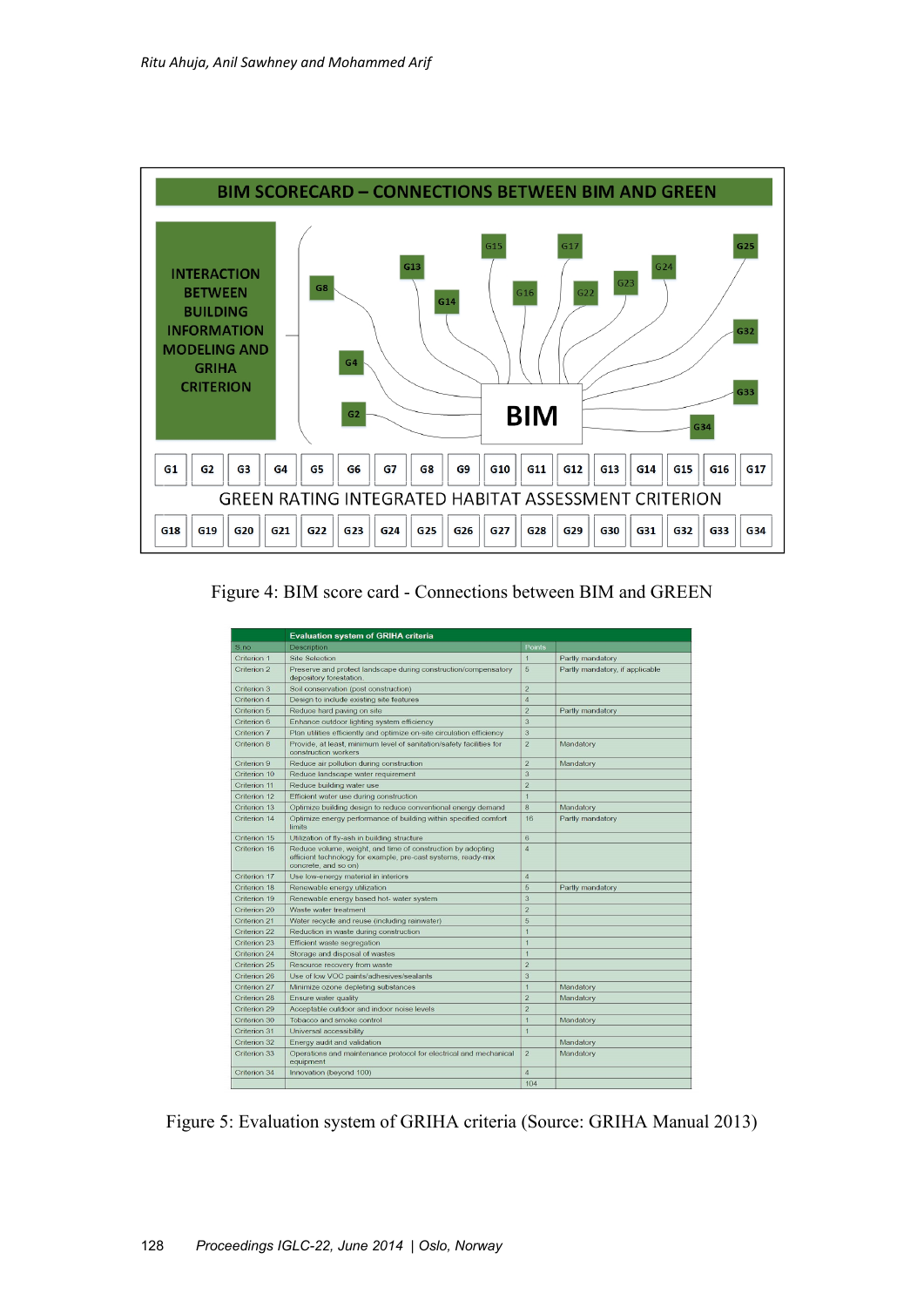BIM SCORECARD – CONNECTIONS BETWEEN BIM AND GREEN

INTERACTION BETWEEN BUILDING INFORMATION MODELING AND GRIHA CRITERION

BIM

G1 G2 G3 G4 G5 G6 G7 G8 G9 G10 G11 G12 G13 G14 G15 G16 G17

GREEN RATING INTEGRATED HABITAT ASSESSMENT CRITERION

G18 G19 G20 G21 G22 G23 G24 G25 G26 G27 G28 G29 G30 G31 G32 G33 G34

Figure 4: BIM score card - Connections between BIM and GREEN

| | Evaluation system of GRIHA criteria | | |
|---|---|---|---|
| S.no | Description | Points | |
| Criterion 1 | Site Selection | 1 | Partly mandatory |
| Criterion 2 | Preserve and protect landscape during construction/compensatory depository forestation. | 5 | Partly mandatory, if applicable |
| Criterion 3 | Soil conservation (post construction) | 2 | |
| Criterion 4 | Design to include existing site features | 4 | |
| Criterion 5 | Reduce hard paving on site | 2 | Partly mandatory |
| Criterion 6 | Enhance outdoor lighting system efficiency | 3 | |
| Criterion 7 | Plan utilities efficiently and optimize on-site circulation efficiency | 3 | |
| Criterion 8 | Provide, at least, minimum level of sanitation/safety facilities for construction workers | 2 | Mandatory |
| Criterion 9 | Reduce air pollution during construction | 2 | Mandatory |
| Criterion 10 | Reduce landscape water requirement | 3 | |
| Criterion 11 | Reduce building water use | 2 | |
| Criterion 12 | Efficient water use during construction | 1 | |
| Criterion 13 | Optimize building design to reduce conventional energy demand | 8 | Mandatory |
| Criterion 14 | Optimize energy performance of building within specified comfort limits | 16 | Partly mandatory |
| Criterion 15 | Utilization of fly-ash in building structure | 6 | |
| Criterion 16 | Reduce volume, weight, and time of construction by adopting efficient technology for example, pre-cast systems, ready-mix concrete, and so on) | 4 | |
| Criterion 17 | Use low-energy material in interiors | 4 | |
| Criterion 18 | Renewable energy utilization | 5 | Partly mandatory |
| Criterion 19 | Renewable energy based hot- water system | 3 | |
| Criterion 20 | Waste water treatment | 2 | |
| Criterion 21 | Water recycle and reuse (including rainwater) | 5 | |
| Criterion 22 | Reduction in waste during construction | 1 | |
| Criterion 23 | Efficient waste segregation | 1 | |
| Criterion 24 | Storage and disposal of wastes | 1 | |
| Criterion 25 | Resource recovery from waste | 2 | |
| Criterion 26 | Use of low VOC paints/adhesives/sealants | 3 | |
| Criterion 27 | Minimize ozone depleting substances | 1 | Mandatory |
| Criterion 28 | Ensure water quality | 2 | Mandatory |
| Criterion 29 | Acceptable outdoor and indoor noise levels | 2 | |
| Criterion 30 | Tobacco and smoke control | 1 | Mandatory |
| Criterion 31 | Universal accessibility | 1 | |
| Criterion 32 | Energy audit and validation | | Mandatory |
| Criterion 33 | Operations and maintenance protocol for electrical and mechanical equipment | 2 | Mandatory |
| Criterion 34 | Innovation (beyond 100) | 4 | |
| | | 104 | |

Figure 5: Evaluation system of GRIHA criteria (Source: GRIHA Manual 2013)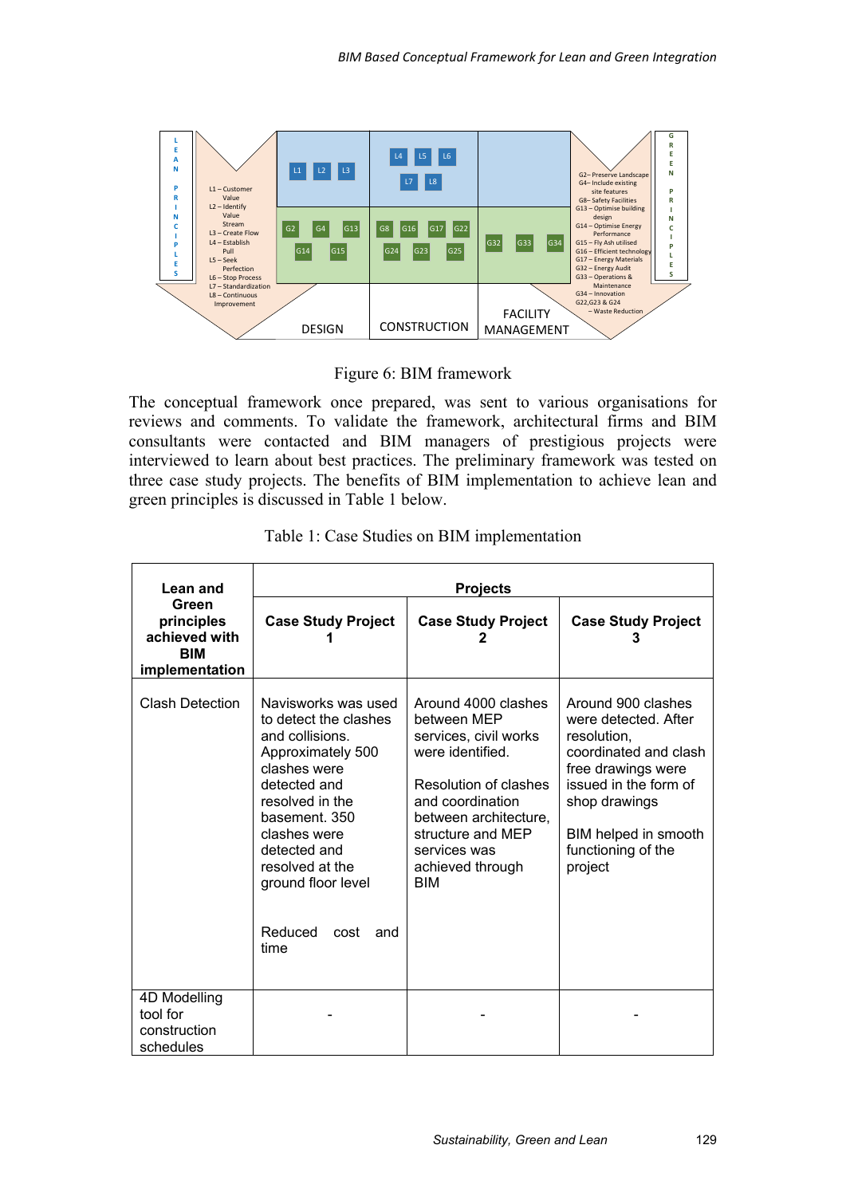LEAN PRINCIPLES

- L1 – Customer Value
- L2 – Identify Value Stream
- L3 – Create Flow
- L4 – Establish Pull
- L5 – Seek Perfection
- L6 – Stop Process
- L7 – Standardization
- L8 – Continuous Improvement

GREEN PRINCIPLES

- G2– Preserve Landscape
- G4– Include existing site features
- G8– Safety Facilities
- G13 – Optimise building design
- G14 – Optimise Energy Performance
- G15 – Fly Ash utilised
- G16 – Efficient technology
- G17 – Energy Materials
- G32 – Energy Audit
- G33 – Operations & Maintenance
- G34 – Innovation
- G22,G23 & G24 – Waste Reduction

| | DESIGN | CONSTRUCTION | FACILITY MANAGEMENT |
|---|---|---|---|
| Lean | L1, L2, L3 | L4, L5, L6, L7, L8 | |
| Green | G2, G4, G13, G14, G15 | G8, G16, G17, G22, G24, G23, G25 | G32, G33, G34 |

Figure 6: BIM framework

The conceptual framework once prepared, was sent to various organisations for reviews and comments. To validate the framework, architectural firms and BIM consultants were contacted and BIM managers of prestigious projects were interviewed to learn about best practices. The preliminary framework was tested on three case study projects. The benefits of BIM implementation to achieve lean and green principles is discussed in Table 1 below.

Table 1: Case Studies on BIM implementation

| Lean and Green principles achieved with BIM implementation | Projects | | |
|---|---|---|---|
| | **Case Study Project 1** | **Case Study Project 2** | **Case Study Project 3** |
| Clash Detection | Navisworks was used to detect the clashes and collisions. Approximately 500 clashes were detected and resolved in the basement. 350 clashes were detected and resolved at the ground floor level<br><br>Reduced cost and time | Around 4000 clashes between MEP services, civil works were identified.<br><br>Resolution of clashes and coordination between architecture, structure and MEP services was achieved through BIM | Around 900 clashes were detected. After resolution, coordinated and clash free drawings were issued in the form of shop drawings<br><br>BIM helped in smooth functioning of the project |
| 4D Modelling tool for construction schedules | - | - | - |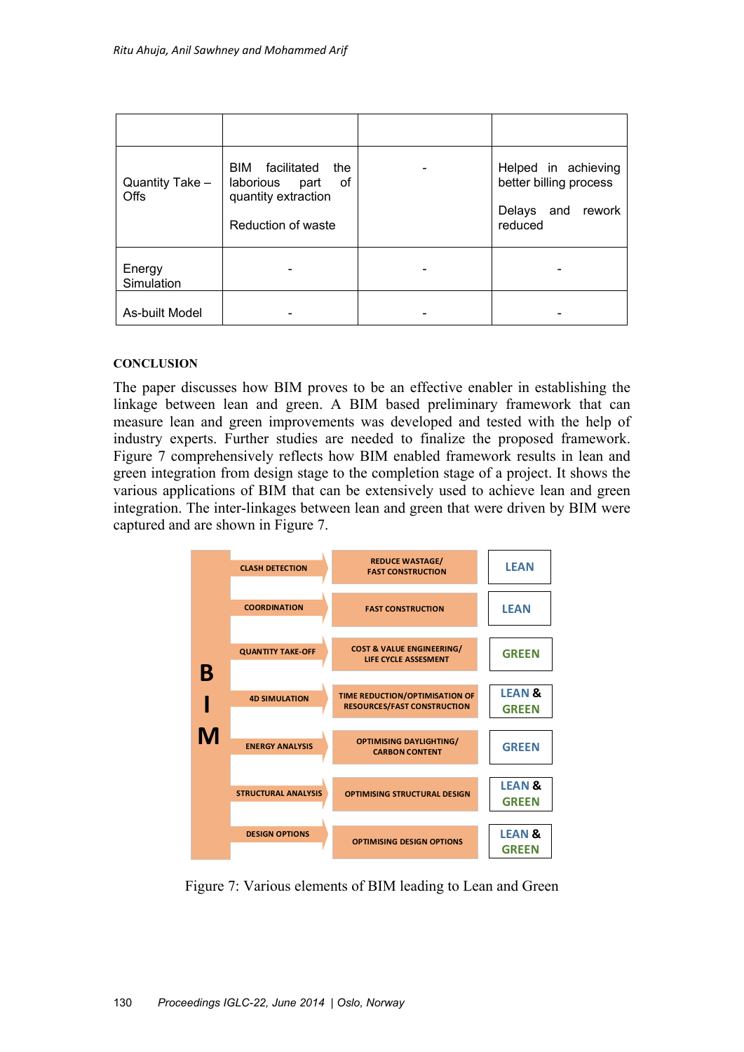| | | | |
|---|---|---|---|
| Quantity Take – Offs | BIM facilitated the laborious part of quantity extraction<br><br>Reduction of waste | - | Helped in achieving better billing process<br><br>Delays and rework reduced |
| Energy Simulation | - | - | - |
| As-built Model | - | - | - |

## CONCLUSION

The paper discusses how BIM proves to be an effective enabler in establishing the linkage between lean and green. A BIM based preliminary framework that can measure lean and green improvements was developed and tested with the help of industry experts. Further studies are needed to finalize the proposed framework. Figure 7 comprehensively reflects how BIM enabled framework results in lean and green integration from design stage to the completion stage of a project. It shows the various applications of BIM that can be extensively used to achieve lean and green integration. The inter-linkages between lean and green that were driven by BIM were captured and are shown in Figure 7.

| BIM | | |
|---|---|---|
| CLASH DETECTION | REDUCE WASTAGE/ FAST CONSTRUCTION | LEAN |
| COORDINATION | FAST CONSTRUCTION | LEAN |
| QUANTITY TAKE-OFF | COST & VALUE ENGINEERING/ LIFE CYCLE ASSESMENT | GREEN |
| 4D SIMULATION | TIME REDUCTION/OPTIMISATION OF RESOURCES/FAST CONSTRUCTION | LEAN & GREEN |
| ENERGY ANALYSIS | OPTIMISING DAYLIGHTING/ CARBON CONTENT | GREEN |
| STRUCTURAL ANALYSIS | OPTIMISING STRUCTURAL DESIGN | LEAN & GREEN |
| DESIGN OPTIONS | OPTIMISING DESIGN OPTIONS | LEAN & GREEN |

Figure 7: Various elements of BIM leading to Lean and Green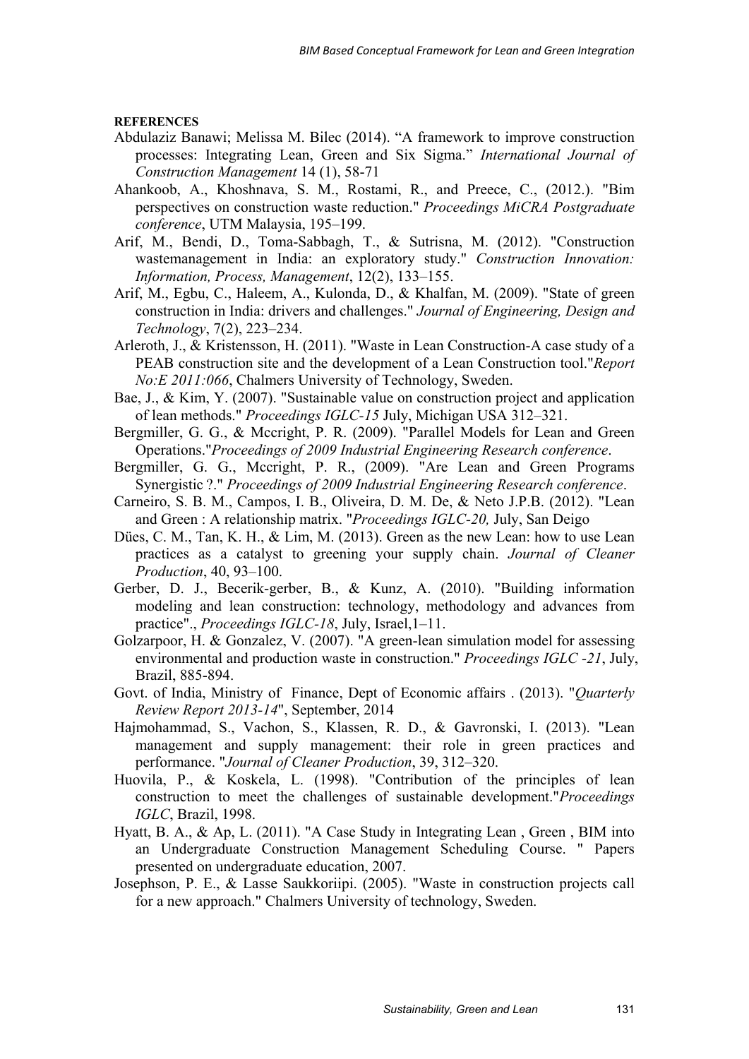**REFERENCES**

Abdulaziz Banawi; Melissa M. Bilec (2014). “A framework to improve construction processes: Integrating Lean, Green and Six Sigma.” *International Journal of Construction Management* 14 (1), 58-71

Ahankoob, A., Khoshnava, S. M., Rostami, R., and Preece, C., (2012.). "Bim perspectives on construction waste reduction." *Proceedings MiCRA Postgraduate conference*, UTM Malaysia, 195–199.

Arif, M., Bendi, D., Toma-Sabbagh, T., & Sutrisna, M. (2012). "Construction wastemanagement in India: an exploratory study." *Construction Innovation: Information, Process, Management*, 12(2), 133–155.

Arif, M., Egbu, C., Haleem, A., Kulonda, D., & Khalfan, M. (2009). "State of green construction in India: drivers and challenges." *Journal of Engineering, Design and Technology*, 7(2), 223–234.

Arleroth, J., & Kristensson, H. (2011). "Waste in Lean Construction-A case study of a PEAB construction site and the development of a Lean Construction tool."*Report No:E 2011:066*, Chalmers University of Technology, Sweden.

Bae, J., & Kim, Y. (2007). "Sustainable value on construction project and application of lean methods." *Proceedings IGLC-15* July, Michigan USA 312–321.

Bergmiller, G. G., & Mccright, P. R. (2009). "Parallel Models for Lean and Green Operations."*Proceedings of 2009 Industrial Engineering Research conference*.

Bergmiller, G. G., Mccright, P. R., (2009). "Are Lean and Green Programs Synergistic ?." *Proceedings of 2009 Industrial Engineering Research conference*.

Carneiro, S. B. M., Campos, I. B., Oliveira, D. M. De, & Neto J.P.B. (2012). "Lean and Green : A relationship matrix. "*Proceedings IGLC-20,* July, San Deigo

Dües, C. M., Tan, K. H., & Lim, M. (2013). Green as the new Lean: how to use Lean practices as a catalyst to greening your supply chain. *Journal of Cleaner Production*, 40, 93–100.

Gerber, D. J., Becerik-gerber, B., & Kunz, A. (2010). "Building information modeling and lean construction: technology, methodology and advances from practice"., *Proceedings IGLC-18*, July, Israel,1–11.

Golzarpoor, H. & Gonzalez, V. (2007). "A green-lean simulation model for assessing environmental and production waste in construction." *Proceedings IGLC -21*, July, Brazil, 885-894.

Govt. of India, Ministry of Finance, Dept of Economic affairs . (2013). "*Quarterly Review Report 2013-14*", September, 2014

Hajmohammad, S., Vachon, S., Klassen, R. D., & Gavronski, I. (2013). "Lean management and supply management: their role in green practices and performance. "*Journal of Cleaner Production*, 39, 312–320.

Huovila, P., & Koskela, L. (1998). "Contribution of the principles of lean construction to meet the challenges of sustainable development."*Proceedings IGLC*, Brazil, 1998.

Hyatt, B. A., & Ap, L. (2011). "A Case Study in Integrating Lean , Green , BIM into an Undergraduate Construction Management Scheduling Course. " Papers presented on undergraduate education, 2007.

Josephson, P. E., & Lasse Saukkoriipi. (2005). "Waste in construction projects call for a new approach." Chalmers University of technology, Sweden.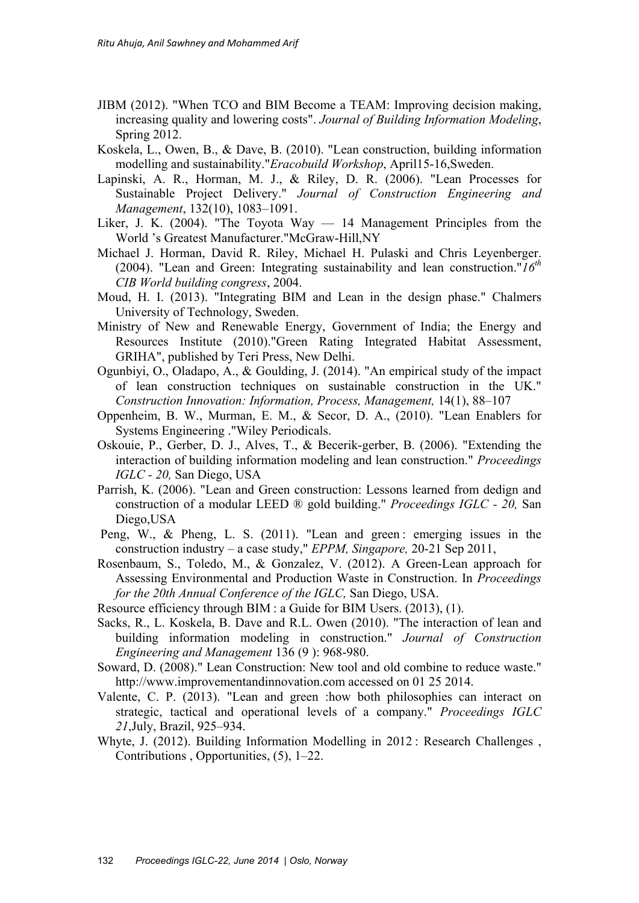JIBM (2012). "When TCO and BIM Become a TEAM: Improving decision making, increasing quality and lowering costs". *Journal of Building Information Modeling*, Spring 2012.

Koskela, L., Owen, B., & Dave, B. (2010). "Lean construction, building information modelling and sustainability."*Eracobuild Workshop*, April15-16,Sweden.

Lapinski, A. R., Horman, M. J., & Riley, D. R. (2006). "Lean Processes for Sustainable Project Delivery." *Journal of Construction Engineering and Management*, 132(10), 1083–1091.

Liker, J. K. (2004). "The Toyota Way — 14 Management Principles from the World 's Greatest Manufacturer."McGraw-Hill,NY

Michael J. Horman, David R. Riley, Michael H. Pulaski and Chris Leyenberger. (2004). "Lean and Green: Integrating sustainability and lean construction."*16th CIB World building congress*, 2004.

Moud, H. I. (2013). "Integrating BIM and Lean in the design phase." Chalmers University of Technology, Sweden.

Ministry of New and Renewable Energy, Government of India; the Energy and Resources Institute (2010)."Green Rating Integrated Habitat Assessment, GRIHA", published by Teri Press, New Delhi.

Ogunbiyi, O., Oladapo, A., & Goulding, J. (2014). "An empirical study of the impact of lean construction techniques on sustainable construction in the UK." *Construction Innovation: Information, Process, Management,* 14(1), 88–107

Oppenheim, B. W., Murman, E. M., & Secor, D. A., (2010). "Lean Enablers for Systems Engineering ."Wiley Periodicals.

Oskouie, P., Gerber, D. J., Alves, T., & Becerik-gerber, B. (2006). "Extending the interaction of building information modeling and lean construction." *Proceedings IGLC - 20,* San Diego, USA

Parrish, K. (2006). "Lean and Green construction: Lessons learned from dedign and construction of a modular LEED ® gold building." *Proceedings IGLC - 20,* San Diego,USA

Peng, W., & Pheng, L. S. (2011). "Lean and green : emerging issues in the construction industry – a case study," *EPPM, Singapore,* 20-21 Sep 2011,

Rosenbaum, S., Toledo, M., & Gonzalez, V. (2012). A Green-Lean approach for Assessing Environmental and Production Waste in Construction. In *Proceedings for the 20th Annual Conference of the IGLC,* San Diego, USA.

Resource efficiency through BIM : a Guide for BIM Users. (2013), (1).

Sacks, R., L. Koskela, B. Dave and R.L. Owen (2010). "The interaction of lean and building information modeling in construction." *Journal of Construction Engineering and Management* 136 (9 ): 968-980.

Soward, D. (2008)." Lean Construction: New tool and old combine to reduce waste." http://www.improvementandinnovation.com accessed on 01 25 2014.

Valente, C. P. (2013). "Lean and green :how both philosophies can interact on strategic, tactical and operational levels of a company." *Proceedings IGLC 21*,July, Brazil, 925–934.

Whyte, J. (2012). Building Information Modelling in 2012 : Research Challenges , Contributions , Opportunities, (5), 1–22.